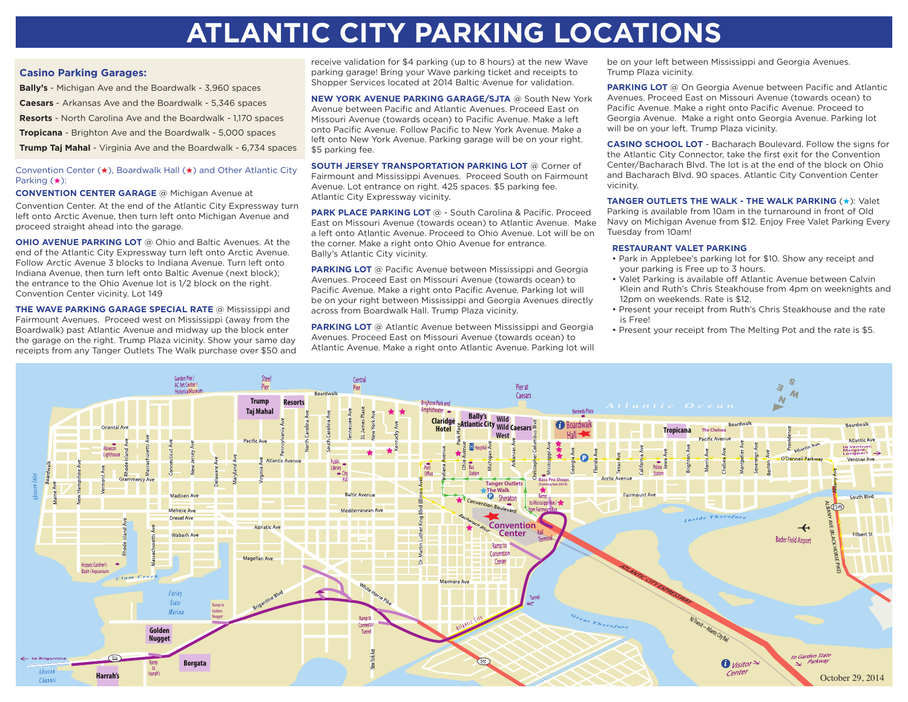# ATLANTIC CITY PARKING LOCATIONS

### Casino Parking Garages:

**Bally's** - Michigan Ave and the Boardwalk - 3,960 spaces

**Caesars** - Arkansas Ave and the Boardwalk - 5,346 spaces

**Resorts** - North Carolina Ave and the Boardwalk - 1,170 spaces

**Tropicana** - Brighton Ave and the Boardwalk - 5,000 spaces

**Trump Taj Mahal** - Virginia Ave and the Boardwalk - 6,734 spaces

Convention Center (★), Boardwalk Hall (★) and Other Atlantic City Parking (★):

**CONVENTION CENTER GARAGE** @ Michigan Avenue at Convention Center. At the end of the Atlantic City Expressway turn left onto Arctic Avenue, then turn left onto Michigan Avenue and proceed straight ahead into the garage.

**OHIO AVENUE PARKING LOT** @ Ohio and Baltic Avenues. At the end of the Atlantic City Expressway turn left onto Arctic Avenue. Follow Arctic Avenue 3 blocks to Indiana Avenue. Turn left onto Indiana Avenue, then turn left onto Baltic Avenue (next block); the entrance to the Ohio Avenue lot is 1/2 block on the right. Convention Center vicinity. Lot 149

**THE WAVE PARKING GARAGE SPECIAL RATE** @ Mississippi and Fairmount Avenues. Proceed west on Mississippi (away from the Boardwalk) past Atlantic Avenue and midway up the block enter the garage on the right. Trump Plaza vicinity. Show your same day receipts from any Tanger Outlets The Walk purchase over $50 and receive validation for $4 parking (up to 8 hours) at the new Wave parking garage! Bring your Wave parking ticket and receipts to Shopper Services located at 2014 Baltic Avenue for validation.

**NEW YORK AVENUE PARKING GARAGE/SJTA** @ South New York Avenue between Pacific and Atlantic Avenues. Proceed East on Missouri Avenue (towards ocean) to Pacific Avenue. Make a left onto Pacific Avenue. Follow Pacific to New York Avenue. Make a left onto New York Avenue. Parking garage will be on your right. $5 parking fee.

**SOUTH JERSEY TRANSPORTATION PARKING LOT** @ Corner of Fairmount and Mississippi Avenues. Proceed South on Fairmount Avenue. Lot entrance on right. 425 spaces. $5 parking fee. Atlantic City Expressway vicinity.

**PARK PLACE PARKING LOT** @ - South Carolina & Pacific. Proceed East on Missouri Avenue (towards ocean) to Atlantic Avenue. Make a left onto Atlantic Avenue. Proceed to Ohio Avenue. Lot will be on the corner. Make a right onto Ohio Avenue for entrance. Bally's Atlantic City vicinity.

**PARKING LOT** @ Pacific Avenue between Mississippi and Georgia Avenues. Proceed East on Missouri Avenue (towards ocean) to Pacific Avenue. Make a right onto Pacific Avenue. Parking lot will be on your right between Mississippi and Georgia Avenues directly across from Boardwalk Hall. Trump Plaza vicinity.

**PARKING LOT** @ Atlantic Avenue between Mississippi and Georgia Avenues. Proceed East on Missouri Avenue (towards ocean) to Atlantic Avenue. Make a right onto Atlantic Avenue. Parking lot will be on your left between Mississippi and Georgia Avenues. Trump Plaza vicinity.

**PARKING LOT** @ On Georgia Avenue between Pacific and Atlantic Avenues. Proceed East on Missouri Avenue (towards ocean) to Pacific Avenue. Make a right onto Pacific Avenue. Proceed to Georgia Avenue. Make a right onto Georgia Avenue. Parking lot will be on your left. Trump Plaza vicinity.

**CASINO SCHOOL LOT** - Bacharach Boulevard. Follow the signs for the Atlantic City Connector, take the first exit for the Convention Center/Bacharach Blvd. The lot is at the end of the block on Ohio and Bacharach Blvd. 90 spaces. Atlantic City Convention Center vicinity.

**TANGER OUTLETS THE WALK - THE WALK PARKING** (★): Valet Parking is available from 10am in the turnaround in front of Old Navy on Michigan Avenue from $12. Enjoy Free Valet Parking Every Tuesday from 10am!

### RESTAURANT VALET PARKING

- Park in Applebee's parking lot for $10. Show any receipt and your parking is Free up to 3 hours.
- Valet Parking is available off Atlantic Avenue between Calvin Klein and Ruth's Chris Steakhouse from 4pm on weeknights and 12pm on weekends. Rate is $12.
- Present your receipt from Ruth's Chris Steakhouse and the rate is Free!
- Present your receipt from The Melting Pot and the rate is $5.

October 29, 2014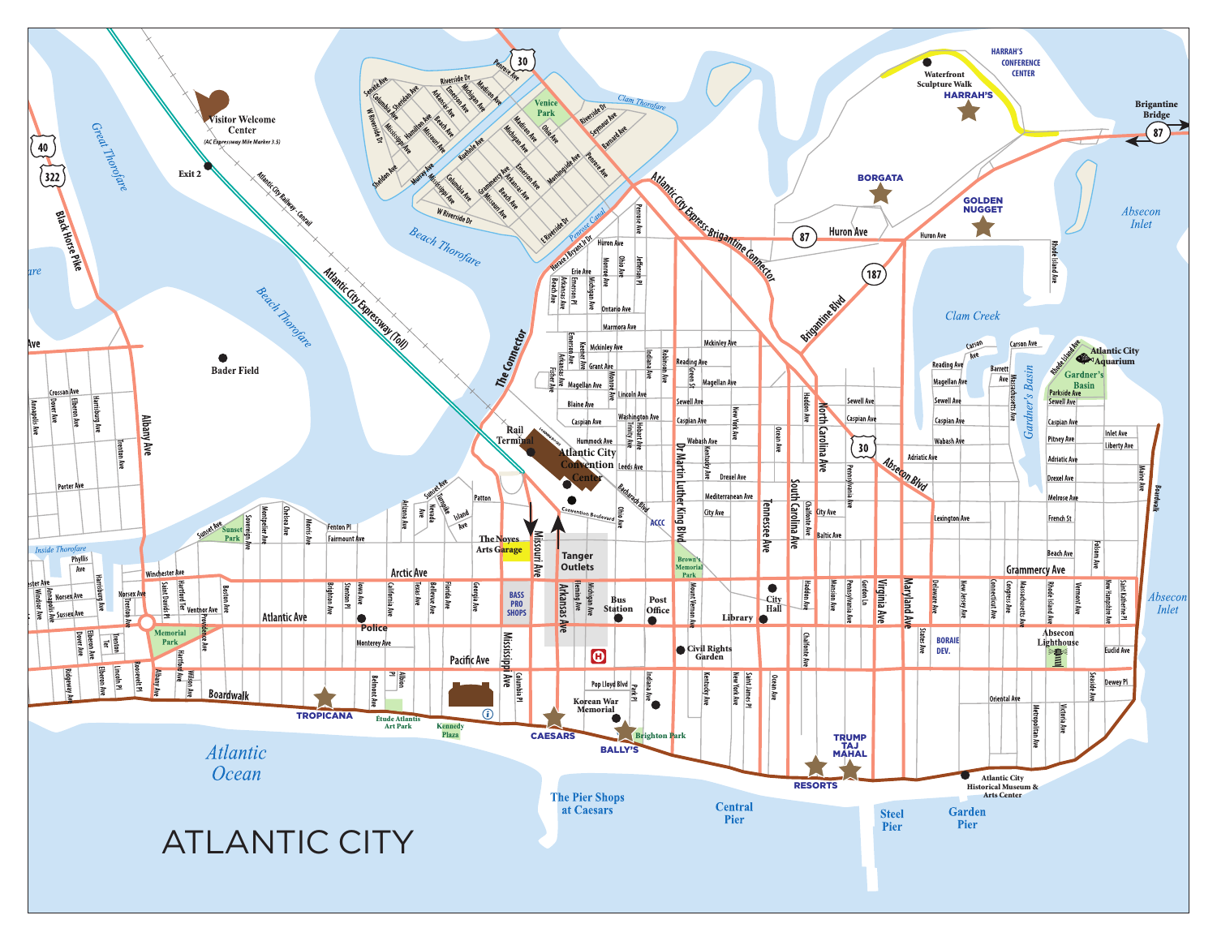# ATLANTIC CITY

Visitor Welcome Center
(AC Expressway Mile Marker 3.5)

Exit 2

Atlantic City Expressway (Toll)

Atlantic City Railway - Conrail

Great Thorofare

Beach Thorofare

Black Horse Pike

Bader Field

Albany Ave

40

322

30

87

187

Clam Thorofare

Venice Park

Penrose Canal

Horace J Bryant Jr Dr

The Connector

Atlantic City Express-Brigantine Connector

Brigantine Blvd

Huron Ave

Waterfront Sculpture Walk

HARRAH'S

HARRAH'S CONFERENCE CENTER

Brigantine Bridge

BORGATA

GOLDEN NUGGET

Absecon Inlet

Clam Creek

Gardner's Basin

Atlantic City Aquarium

Absecon Blvd

Rail Terminal

Atlantic City Convention Center

Convention Boulevard

The Noyes Arts Garage

Tanger Outlets

BASS PRO SHOPS

Bus Station

Post Office

Library

City Hall

ACCC

Brown's Memorial Park

Civil Rights Garden

Korean War Memorial

Brighton Park

Police

Memorial Park

Sunset Park

Inside Thorofare

Arctic Ave

Atlantic Ave

Pacific Ave

Boardwalk

Missouri Ave

Mississippi Ave

Arkansas Ave

Dr Martin Luther King Blvd

Tennessee Ave

South Carolina Ave

North Carolina Ave

Virginia Ave

Maryland Ave

Grammercy Ave

BORAIE DEV.

Absecon Lighthouse

TROPICANA

Étude Atlantis Art Park

Kennedy Plaza

CAESARS

BALLY'S

RESORTS

TRUMP TAJ MAHAL

Atlantic City Historical Museum & Arts Center

The Pier Shops at Caesars

Central Pier

Steel Pier

Garden Pier

Atlantic Ocean